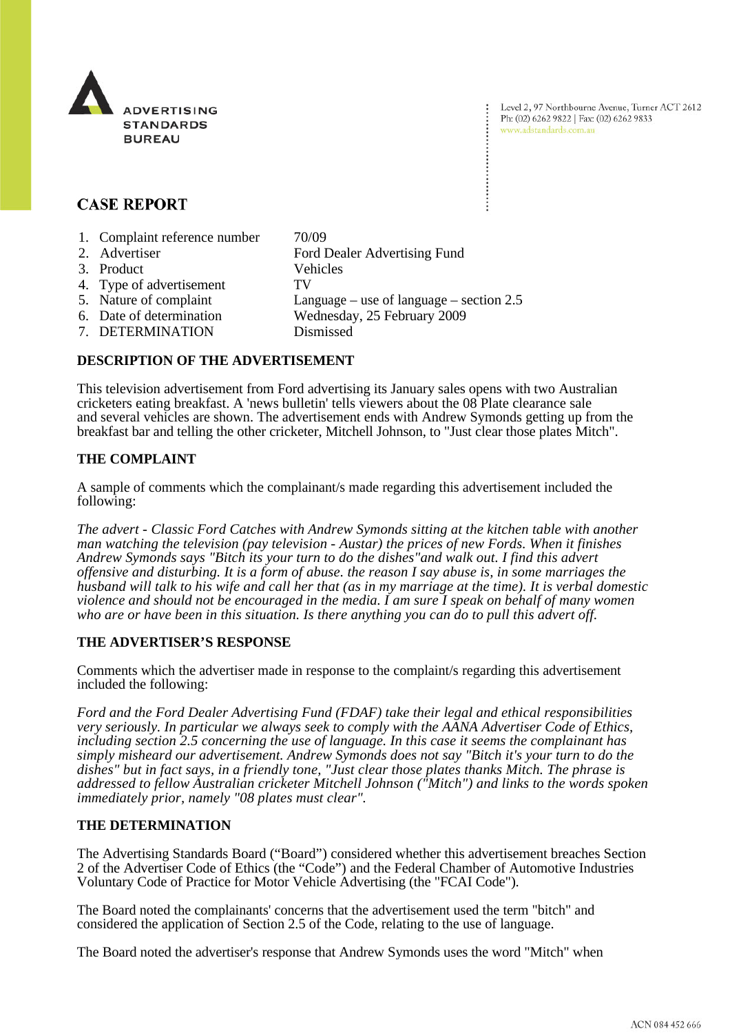ADVERTISING STANDARDS BUREAU

Level 2, 97 Northbourne Avenue, Turner ACT 2612
Ph: (02) 6262 9822 | Fax: (02) 6262 9833
www.adstandards.com.au

# CASE REPORT

| | | |
|---|---|---|
| 1. | Complaint reference number | 70/09 |
| 2. | Advertiser | Ford Dealer Advertising Fund |
| 3. | Product | Vehicles |
| 4. | Type of advertisement | TV |
| 5. | Nature of complaint | Language – use of language – section 2.5 |
| 6. | Date of determination | Wednesday, 25 February 2009 |
| 7. | DETERMINATION | Dismissed |

## DESCRIPTION OF THE ADVERTISEMENT

This television advertisement from Ford advertising its January sales opens with two Australian cricketers eating breakfast. A 'news bulletin' tells viewers about the 08 Plate clearance sale and several vehicles are shown. The advertisement ends with Andrew Symonds getting up from the breakfast bar and telling the other cricketer, Mitchell Johnson, to "Just clear those plates Mitch".

## THE COMPLAINT

A sample of comments which the complainant/s made regarding this advertisement included the following:

*The advert - Classic Ford Catches with Andrew Symonds sitting at the kitchen table with another man watching the television (pay television - Austar) the prices of new Fords. When it finishes Andrew Symonds says "Bitch its your turn to do the dishes"and walk out. I find this advert offensive and disturbing. It is a form of abuse. the reason I say abuse is, in some marriages the husband will talk to his wife and call her that (as in my marriage at the time). It is verbal domestic violence and should not be encouraged in the media. I am sure I speak on behalf of many women who are or have been in this situation. Is there anything you can do to pull this advert off.*

## THE ADVERTISER'S RESPONSE

Comments which the advertiser made in response to the complaint/s regarding this advertisement included the following:

*Ford and the Ford Dealer Advertising Fund (FDAF) take their legal and ethical responsibilities very seriously. In particular we always seek to comply with the AANA Advertiser Code of Ethics, including section 2.5 concerning the use of language. In this case it seems the complainant has simply misheard our advertisement. Andrew Symonds does not say "Bitch it's your turn to do the dishes" but in fact says, in a friendly tone, "Just clear those plates thanks Mitch. The phrase is addressed to fellow Australian cricketer Mitchell Johnson ("Mitch") and links to the words spoken immediately prior, namely "08 plates must clear".*

## THE DETERMINATION

The Advertising Standards Board ("Board") considered whether this advertisement breaches Section 2 of the Advertiser Code of Ethics (the "Code") and the Federal Chamber of Automotive Industries Voluntary Code of Practice for Motor Vehicle Advertising (the "FCAI Code").

The Board noted the complainants' concerns that the advertisement used the term "bitch" and considered the application of Section 2.5 of the Code, relating to the use of language.

The Board noted the advertiser's response that Andrew Symonds uses the word "Mitch" when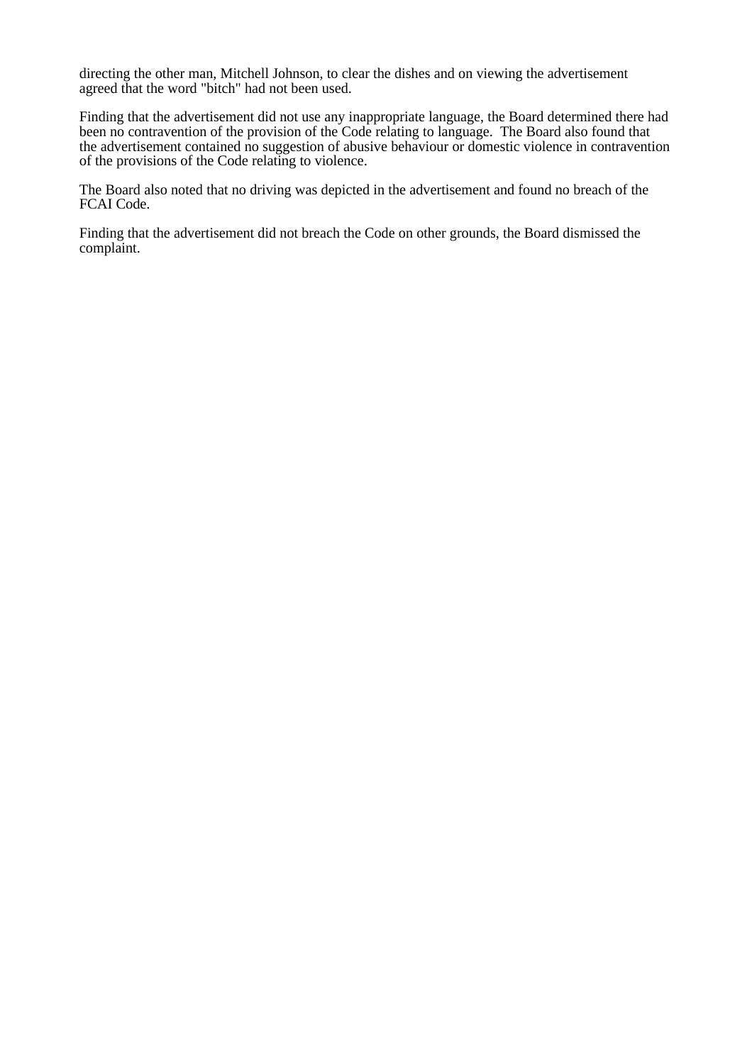directing the other man, Mitchell Johnson, to clear the dishes and on viewing the advertisement agreed that the word "bitch" had not been used.

Finding that the advertisement did not use any inappropriate language, the Board determined there had been no contravention of the provision of the Code relating to language. The Board also found that the advertisement contained no suggestion of abusive behaviour or domestic violence in contravention of the provisions of the Code relating to violence.

The Board also noted that no driving was depicted in the advertisement and found no breach of the FCAI Code.

Finding that the advertisement did not breach the Code on other grounds, the Board dismissed the complaint.